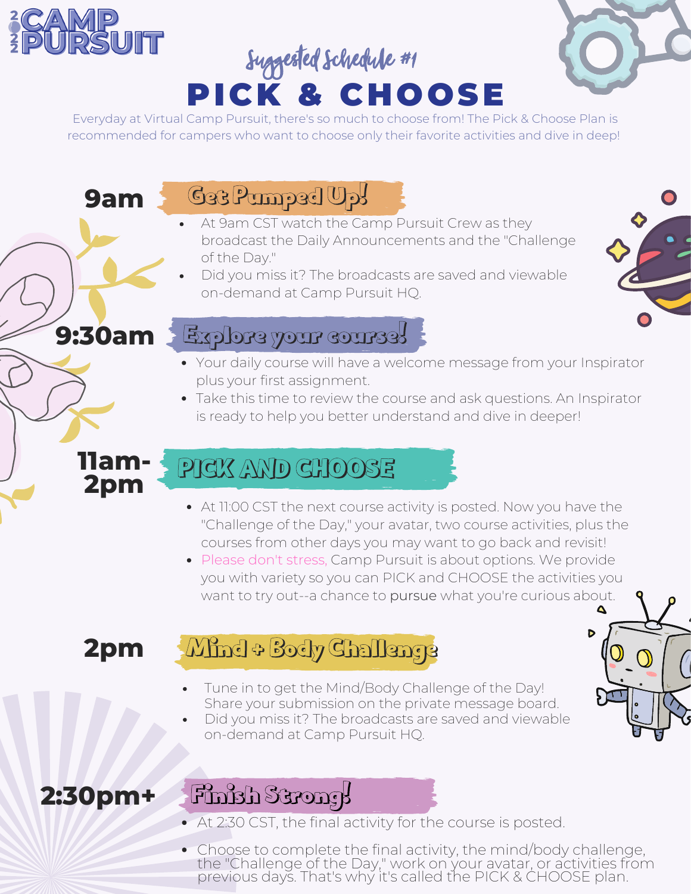# CAMP PURSUIT 2022

*Suggested Schedule #1*

# PICK & CHOOSE

Everyday at Virtual Camp Pursuit, there's so much to choose from! The Pick & Choose Plan is recommended for campers who want to choose only their favorite activities and dive in deep!

## 9am — Get Pumped Up!

- At 9am CST watch the Camp Pursuit Crew as they broadcast the Daily Announcements and the "Challenge of the Day."
- Did you miss it? The broadcasts are saved and viewable on-demand at Camp Pursuit HQ.

## 9:30am — Explore your course!

- Your daily course will have a welcome message from your Inspirator plus your first assignment.
- Take this time to review the course and ask questions. An Inspirator is ready to help you better understand and dive in deeper!

## 11am-2pm — PICK AND CHOOSE

- At 11:00 CST the next course activity is posted. Now you have the "Challenge of the Day," your avatar, two course activities, plus the courses from other days you may want to go back and revisit!
- Please don't stress, Camp Pursuit is about options. We provide you with variety so you can PICK and CHOOSE the activities you want to try out--a chance to pursue what you're curious about.

## 2pm — Mind + Body Challenge

- Tune in to get the Mind/Body Challenge of the Day! Share your submission on the private message board.
- Did you miss it? The broadcasts are saved and viewable on-demand at Camp Pursuit HQ.

## 2:30pm+ — Finish Strong!

- At 2:30 CST, the final activity for the course is posted.
- Choose to complete the final activity, the mind/body challenge, the "Challenge of the Day," work on your avatar, or activities from previous days. That's why it's called the PICK & CHOOSE plan.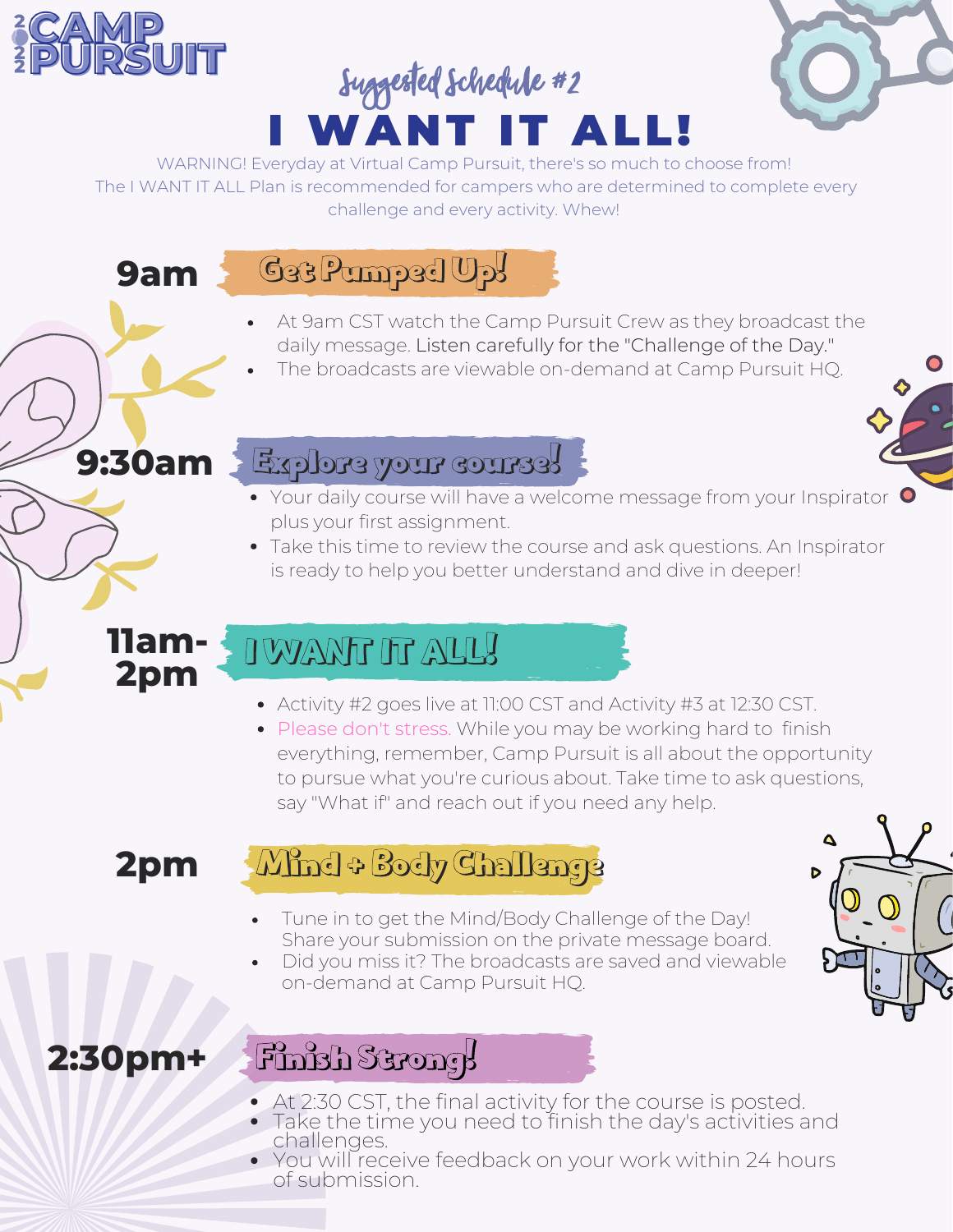# 2022 CAMP PURSUIT

*Suggested Schedule #2*

# I WANT IT ALL!

WARNING! Everyday at Virtual Camp Pursuit, there's so much to choose from! The I WANT IT ALL Plan is recommended for campers who are determined to complete every challenge and every activity. Whew!

## 9am — Get Pumped Up!

- At 9am CST watch the Camp Pursuit Crew as they broadcast the daily message. Listen carefully for the "Challenge of the Day."
- The broadcasts are viewable on-demand at Camp Pursuit HQ.

## 9:30am — Explore your course!

- Your daily course will have a welcome message from your Inspirator plus your first assignment.
- Take this time to review the course and ask questions. An Inspirator is ready to help you better understand and dive in deeper!

## 11am-2pm — I WANT IT ALL!

- Activity #2 goes live at 11:00 CST and Activity #3 at 12:30 CST.
- Please don't stress. While you may be working hard to finish everything, remember, Camp Pursuit is all about the opportunity to pursue what you're curious about. Take time to ask questions, say "What if" and reach out if you need any help.

## 2pm — Mind + Body Challenge

- Tune in to get the Mind/Body Challenge of the Day! Share your submission on the private message board.
- Did you miss it? The broadcasts are saved and viewable on-demand at Camp Pursuit HQ.

## 2:30pm+ — Finish Strong!

- At 2:30 CST, the final activity for the course is posted.
- Take the time you need to finish the day's activities and challenges.
- You will receive feedback on your work within 24 hours of submission.